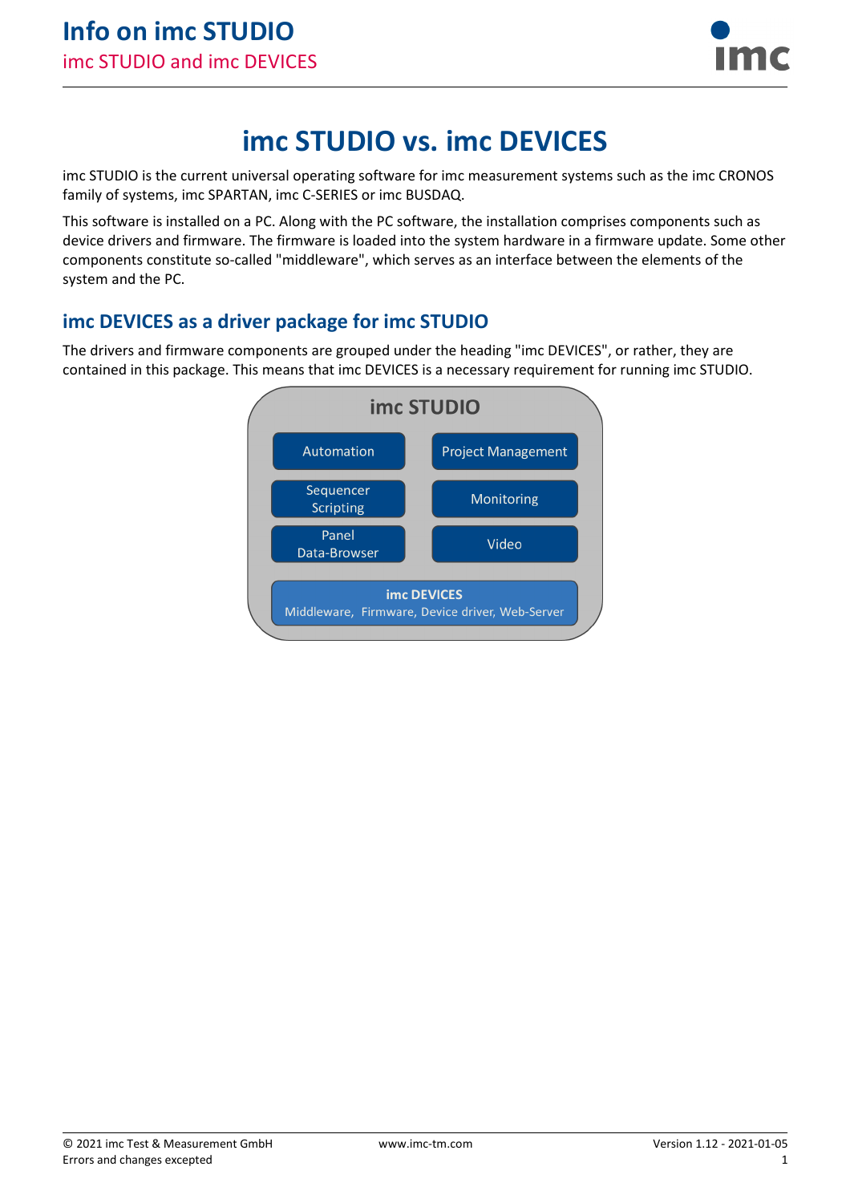# imc STUDIO vs. imc DEVICES

imc STUDIO is the current universal operating software for imc measurement systems such as the imc CRONOS family of systems, imc SPARTAN, imc C-SERIES or imc BUSDAQ.

This software is installed on a PC. Along with the PC software, the installation comprises components such as device drivers and firmware. The firmware is loaded into the system hardware in a firmware update. Some other components constitute so-called "middleware", which serves as an interface between the elements of the system and the PC.

## imc DEVICES as a driver package for imc STUDIO

The drivers and firmware components are grouped under the heading "imc DEVICES", or rather, they are contained in this package. This means that imc DEVICES is a necessary requirement for running imc STUDIO.

imc STUDIO

- Automation
- Project Management
- Sequencer Scripting
- Monitoring
- Panel Data-Browser
- Video

**imc DEVICES**
Middleware, Firmware, Device driver, Web-Server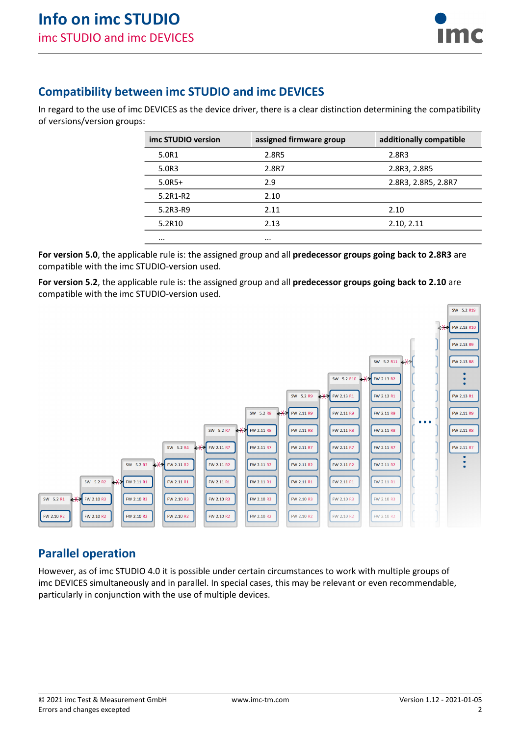## Compatibility between imc STUDIO and imc DEVICES

In regard to the use of imc DEVICES as the device driver, there is a clear distinction determining the compatibility of versions/version groups:

| imc STUDIO version | assigned firmware group | additionally compatible |
|---|---|---|
| 5.0R1 | 2.8R5 | 2.8R3 |
| 5.0R3 | 2.8R7 | 2.8R3, 2.8R5 |
| 5.0R5+ | 2.9 | 2.8R3, 2.8R5, 2.8R7 |
| 5.2R1-R2 | 2.10 | |
| 5.2R3-R9 | 2.11 | 2.10 |
| 5.2R10 | 2.13 | 2.10, 2.11 |
| ... | ... | |

**For version 5.0**, the applicable rule is: the assigned group and all **predecessor groups going back to 2.8R3** are compatible with the imc STUDIO-version used.

**For version 5.2**, the applicable rule is: the assigned group and all **predecessor groups going back to 2.10** are compatible with the imc STUDIO-version used.

## Parallel operation

However, as of imc STUDIO 4.0 it is possible under certain circumstances to work with multiple groups of imc DEVICES simultaneously and in parallel. In special cases, this may be relevant or even recommendable, particularly in conjunction with the use of multiple devices.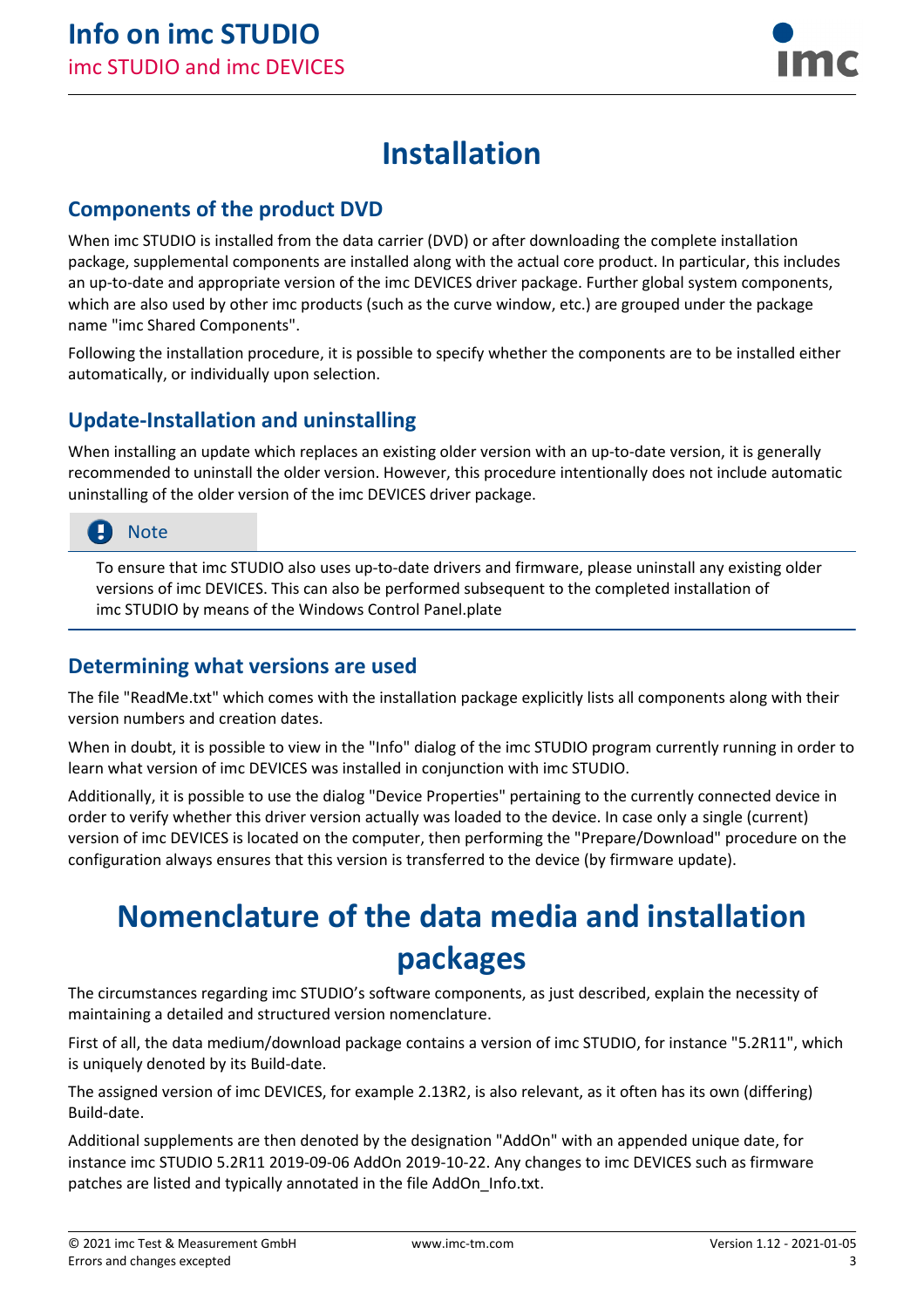# Installation

## Components of the product DVD

When imc STUDIO is installed from the data carrier (DVD) or after downloading the complete installation package, supplemental components are installed along with the actual core product. In particular, this includes an up-to-date and appropriate version of the imc DEVICES driver package. Further global system components, which are also used by other imc products (such as the curve window, etc.) are grouped under the package name "imc Shared Components".

Following the installation procedure, it is possible to specify whether the components are to be installed either automatically, or individually upon selection.

## Update-Installation and uninstalling

When installing an update which replaces an existing older version with an up-to-date version, it is generally recommended to uninstall the older version. However, this procedure intentionally does not include automatic uninstalling of the older version of the imc DEVICES driver package.

> **Note**
>
> To ensure that imc STUDIO also uses up-to-date drivers and firmware, please uninstall any existing older versions of imc DEVICES. This can also be performed subsequent to the completed installation of imc STUDIO by means of the Windows Control Panel.plate

## Determining what versions are used

The file "ReadMe.txt" which comes with the installation package explicitly lists all components along with their version numbers and creation dates.

When in doubt, it is possible to view in the "Info" dialog of the imc STUDIO program currently running in order to learn what version of imc DEVICES was installed in conjunction with imc STUDIO.

Additionally, it is possible to use the dialog "Device Properties" pertaining to the currently connected device in order to verify whether this driver version actually was loaded to the device. In case only a single (current) version of imc DEVICES is located on the computer, then performing the "Prepare/Download" procedure on the configuration always ensures that this version is transferred to the device (by firmware update).

# Nomenclature of the data media and installation packages

The circumstances regarding imc STUDIO's software components, as just described, explain the necessity of maintaining a detailed and structured version nomenclature.

First of all, the data medium/download package contains a version of imc STUDIO, for instance "5.2R11", which is uniquely denoted by its Build-date.

The assigned version of imc DEVICES, for example 2.13R2, is also relevant, as it often has its own (differing) Build-date.

Additional supplements are then denoted by the designation "AddOn" with an appended unique date, for instance imc STUDIO 5.2R11 2019-09-06 AddOn 2019-10-22. Any changes to imc DEVICES such as firmware patches are listed and typically annotated in the file AddOn_Info.txt.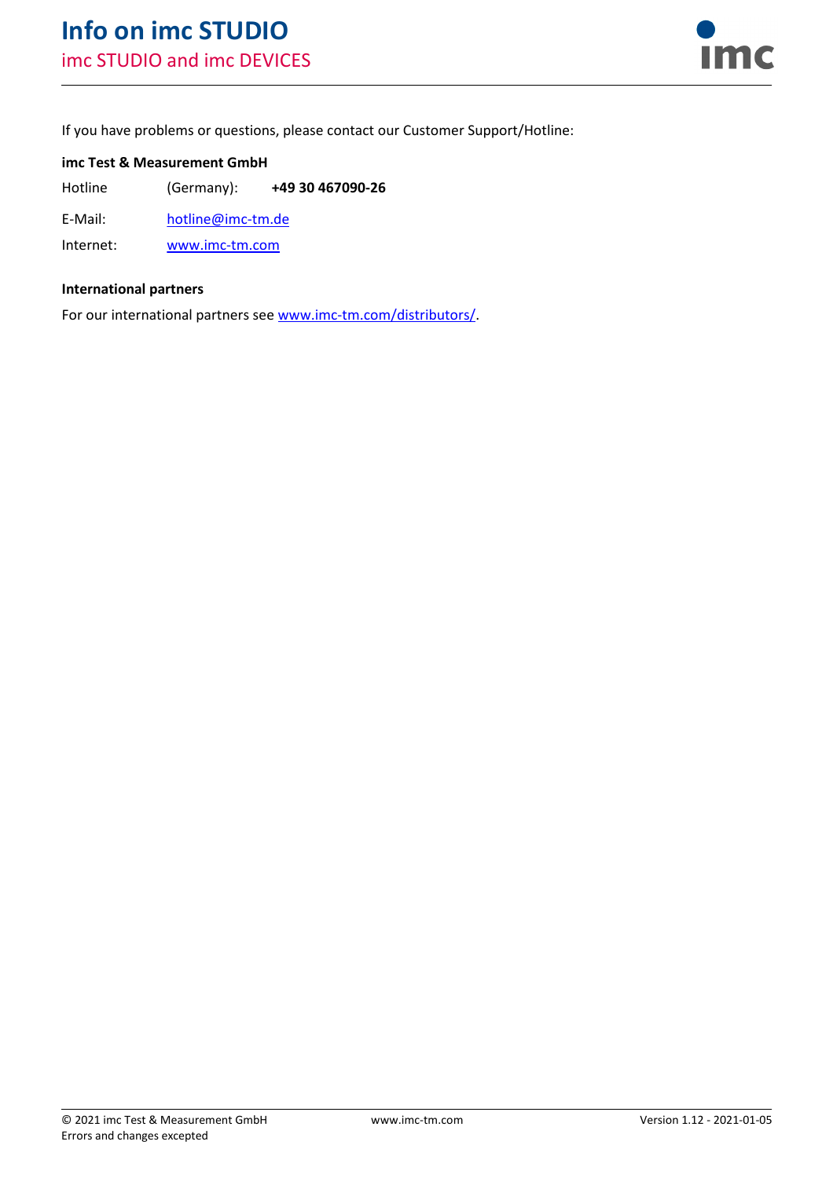If you have problems or questions, please contact our Customer Support/Hotline:

**imc Test & Measurement GmbH**

Hotline (Germany): **+49 30 467090-26**

E-Mail: hotline@imc-tm.de

Internet: www.imc-tm.com

**International partners**

For our international partners see www.imc-tm.com/distributors/.